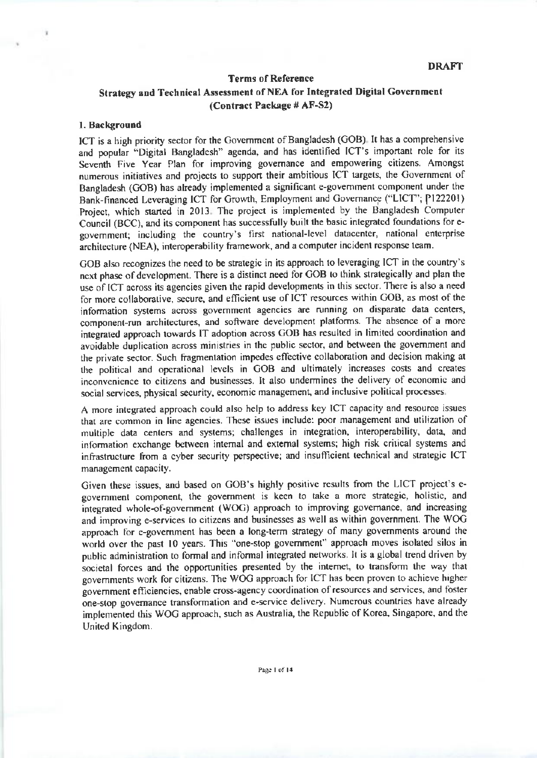**DRAFT**

# Terms of Reference

## Strategy and Technical Assessment of NEA for Integrated Digital Government (Contract Package # AF-S2)

### 1. Background

ICT is a high priority sector for the Government of Bangladesh (GOB). It has a comprehensive and popular "Digital Bangladesh" agenda, and has identified ICT's important role for its Seventh Five Year Plan for improving governance and empowering citizens. Amongst numerous initiatives and projects to support their ambitious ICT targets, the Government of Bangladesh (GOB) has already implemented a significant e-government component under the Bank-financed Leveraging ICT for Growth, Employment and Governance ("LICT"; P122201) Project, which started in 2013. The project is implemented by the Bangladesh Computer Council (BCC), and its component has successfully built the basic integrated foundations for e-government; including the country's first national-level datacenter, national enterprise architecture (NEA), interoperability framework, and a computer incident response team.

GOB also recognizes the need to be strategic in its approach to leveraging ICT in the country's next phase of development. There is a distinct need for GOB to think strategically and plan the use of ICT across its agencies given the rapid developments in this sector. There is also a need for more collaborative, secure, and efficient use of ICT resources within GOB, as most of the information systems across government agencies are running on disparate data centers, component-run architectures, and software development platforms. The absence of a more integrated approach towards IT adoption across GOB has resulted in limited coordination and avoidable duplication across ministries in the public sector, and between the government and the private sector. Such fragmentation impedes effective collaboration and decision making at the political and operational levels in GOB and ultimately increases costs and creates inconvenience to citizens and businesses. It also undermines the delivery of economic and social services, physical security, economic management, and inclusive political processes.

A more integrated approach could also help to address key ICT capacity and resource issues that are common in line agencies. These issues include: poor management and utilization of multiple data centers and systems; challenges in integration, interoperability, data, and information exchange between internal and external systems; high risk critical systems and infrastructure from a cyber security perspective; and insufficient technical and strategic ICT management capacity.

Given these issues, and based on GOB's highly positive results from the LICT project's e-government component, the government is keen to take a more strategic, holistic, and integrated whole-of-government (WOG) approach to improving governance, and increasing and improving e-services to citizens and businesses as well as within government. The WOG approach for e-government has been a long-term strategy of many governments around the world over the past 10 years. This "one-stop government" approach moves isolated silos in public administration to formal and informal integrated networks. It is a global trend driven by societal forces and the opportunities presented by the internet, to transform the way that governments work for citizens. The WOG approach for ICT has been proven to achieve higher government efficiencies, enable cross-agency coordination of resources and services, and foster one-stop governance transformation and e-service delivery. Numerous countries have already implemented this WOG approach, such as Australia, the Republic of Korea, Singapore, and the United Kingdom.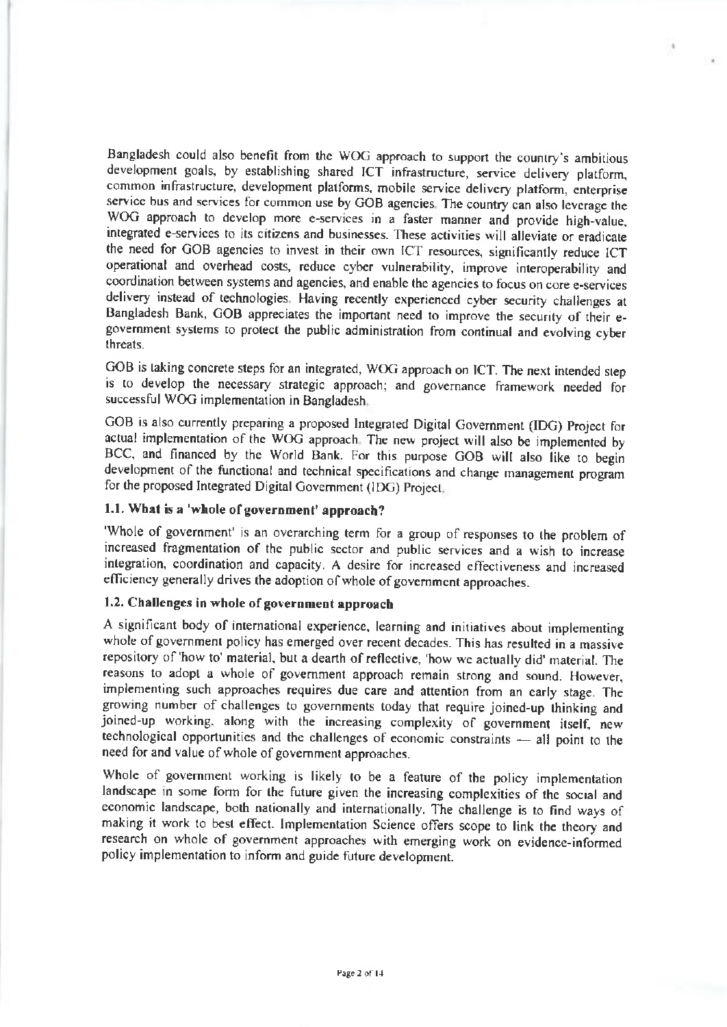Bangladesh could also benefit from the WOG approach to support the country's ambitious development goals, by establishing shared ICT infrastructure, service delivery platform, common infrastructure, development platforms, mobile service delivery platform, enterprise service bus and services for common use by GOB agencies. The country can also leverage the WOG approach to develop more e-services in a faster manner and provide high-value, integrated e-services to its citizens and businesses. These activities will alleviate or eradicate the need for GOB agencies to invest in their own ICT resources, significantly reduce ICT operational and overhead costs, reduce cyber vulnerability, improve interoperability and coordination between systems and agencies, and enable the agencies to focus on core e-services delivery instead of technologies. Having recently experienced cyber security challenges at Bangladesh Bank, GOB appreciates the important need to improve the security of their e-government systems to protect the public administration from continual and evolving cyber threats.

GOB is taking concrete steps for an integrated, WOG approach on ICT. The next intended step is to develop the necessary strategic approach; and governance framework needed for successful WOG implementation in Bangladesh.

GOB is also currently preparing a proposed Integrated Digital Government (IDG) Project for actual implementation of the WOG approach. The new project will also be implemented by BCC, and financed by the World Bank. For this purpose GOB will also like to begin development of the functional and technical specifications and change management program for the proposed Integrated Digital Government (IDG) Project.

### 1.1. What is a 'whole of government' approach?

'Whole of government' is an overarching term for a group of responses to the problem of increased fragmentation of the public sector and public services and a wish to increase integration, coordination and capacity. A desire for increased effectiveness and increased efficiency generally drives the adoption of whole of government approaches.

### 1.2. Challenges in whole of government approach

A significant body of international experience, learning and initiatives about implementing whole of government policy has emerged over recent decades. This has resulted in a massive repository of 'how to' material, but a dearth of reflective, 'how we actually did' material. The reasons to adopt a whole of government approach remain strong and sound. However, implementing such approaches requires due care and attention from an early stage. The growing number of challenges to governments today that require joined-up thinking and joined-up working, along with the increasing complexity of government itself, new technological opportunities and the challenges of economic constraints — all point to the need for and value of whole of government approaches.

Whole of government working is likely to be a feature of the policy implementation landscape in some form for the future given the increasing complexities of the social and economic landscape, both nationally and internationally. The challenge is to find ways of making it work to best effect. Implementation Science offers scope to link the theory and research on whole of government approaches with emerging work on evidence-informed policy implementation to inform and guide future development.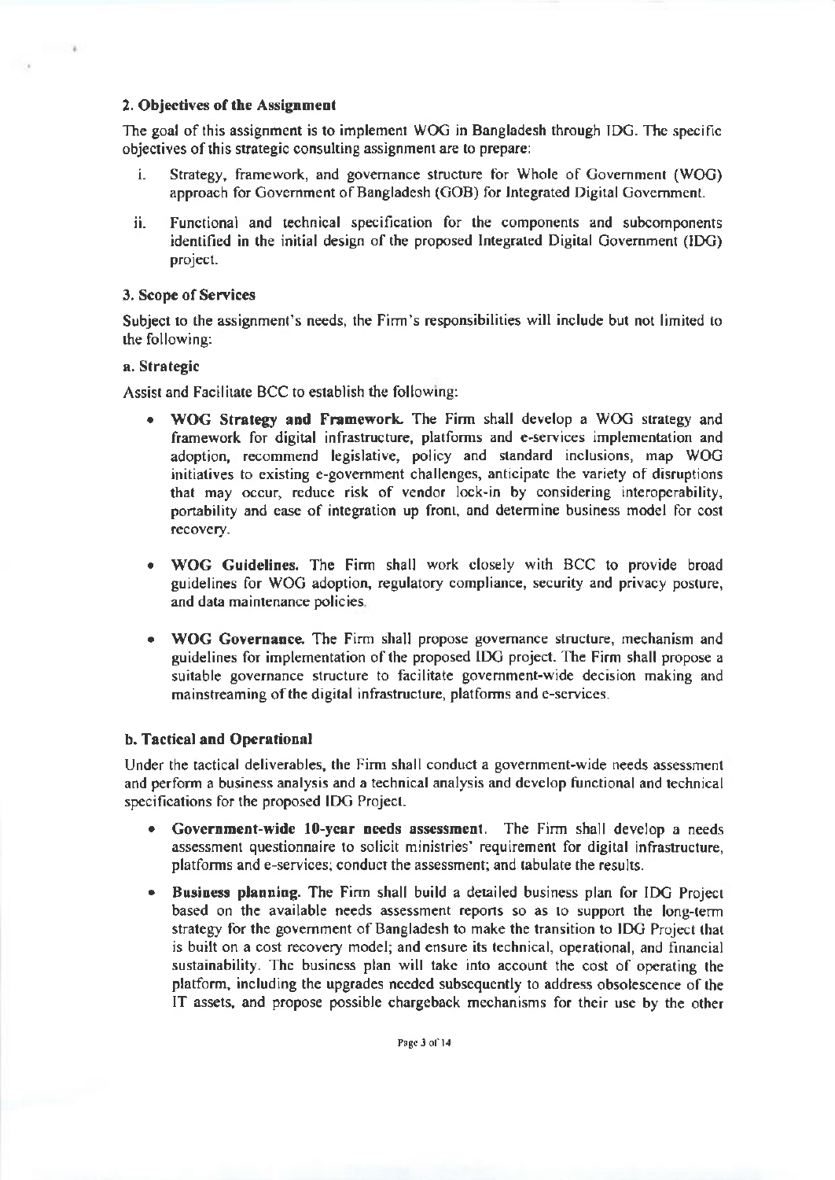## 2. Objectives of the Assignment

The goal of this assignment is to implement WOG in Bangladesh through IDG. The specific objectives of this strategic consulting assignment are to prepare:

i. Strategy, framework, and governance structure for Whole of Government (WOG) approach for Government of Bangladesh (GOB) for Integrated Digital Government.

ii. Functional and technical specification for the components and subcomponents identified in the initial design of the proposed Integrated Digital Government (IDG) project.

## 3. Scope of Services

Subject to the assignment's needs, the Firm's responsibilities will include but not limited to the following:

### a. Strategic

Assist and Facilitate BCC to establish the following:

- **WOG Strategy and Framework.** The Firm shall develop a WOG strategy and framework for digital infrastructure, platforms and e-services implementation and adoption, recommend legislative, policy and standard inclusions, map WOG initiatives to existing e-government challenges, anticipate the variety of disruptions that may occur, reduce risk of vendor lock-in by considering interoperability, portability and ease of integration up front, and determine business model for cost recovery.

- **WOG Guidelines.** The Firm shall work closely with BCC to provide broad guidelines for WOG adoption, regulatory compliance, security and privacy posture, and data maintenance policies.

- **WOG Governance.** The Firm shall propose governance structure, mechanism and guidelines for implementation of the proposed IDG project. The Firm shall propose a suitable governance structure to facilitate government-wide decision making and mainstreaming of the digital infrastructure, platforms and e-services.

### b. Tactical and Operational

Under the tactical deliverables, the Firm shall conduct a government-wide needs assessment and perform a business analysis and a technical analysis and develop functional and technical specifications for the proposed IDG Project.

- **Government-wide 10-year needs assessment.** The Firm shall develop a needs assessment questionnaire to solicit ministries' requirement for digital infrastructure, platforms and e-services; conduct the assessment; and tabulate the results.

- **Business planning.** The Firm shall build a detailed business plan for IDG Project based on the available needs assessment reports so as to support the long-term strategy for the government of Bangladesh to make the transition to IDG Project that is built on a cost recovery model; and ensure its technical, operational, and financial sustainability. The business plan will take into account the cost of operating the platform, including the upgrades needed subsequently to address obsolescence of the IT assets, and propose possible chargeback mechanisms for their use by the other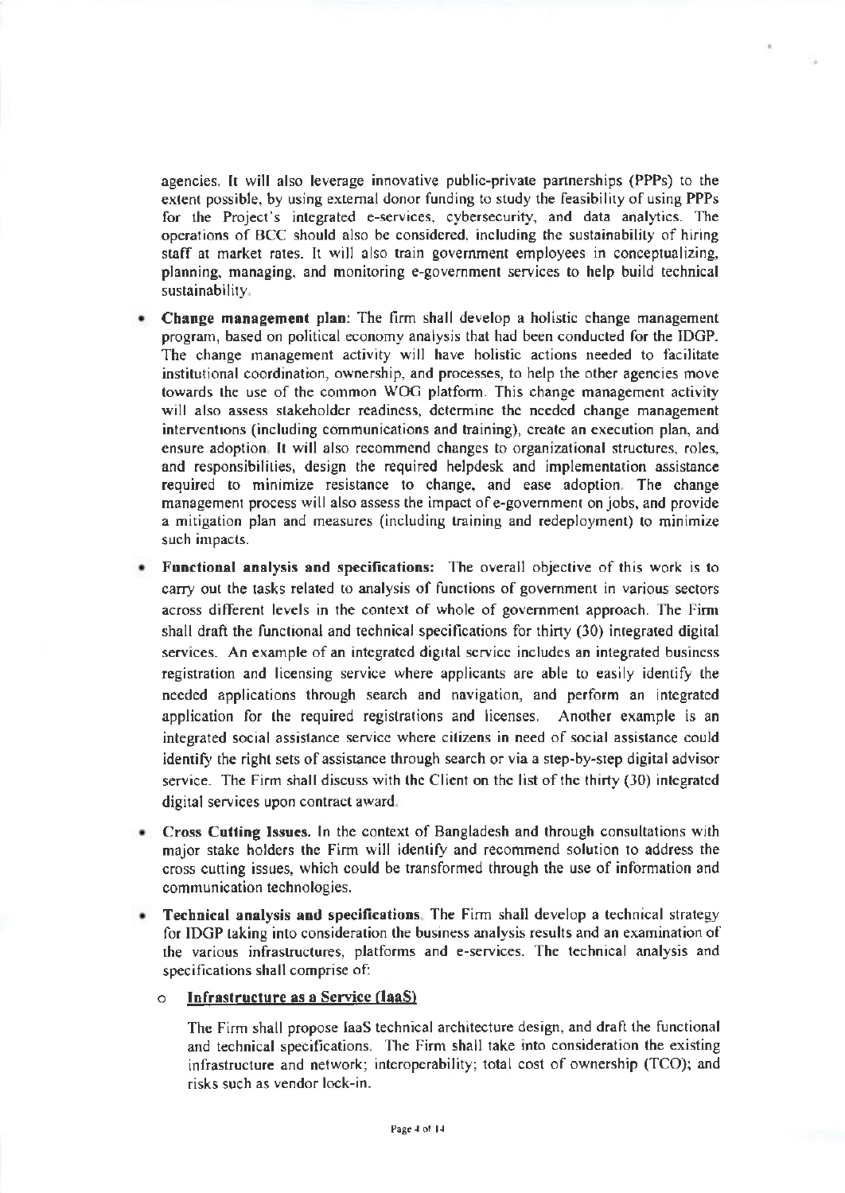agencies. It will also leverage innovative public-private partnerships (PPPs) to the extent possible, by using external donor funding to study the feasibility of using PPPs for the Project's integrated e-services, cybersecurity, and data analytics. The operations of BCC should also be considered, including the sustainability of hiring staff at market rates. It will also train government employees in conceptualizing, planning, managing, and monitoring e-government services to help build technical sustainability.

- **Change management plan**: The firm shall develop a holistic change management program, based on political economy analysis that had been conducted for the IDGP. The change management activity will have holistic actions needed to facilitate institutional coordination, ownership, and processes, to help the other agencies move towards the use of the common WOG platform. This change management activity will also assess stakeholder readiness, determine the needed change management interventions (including communications and training), create an execution plan, and ensure adoption. It will also recommend changes to organizational structures, roles, and responsibilities, design the required helpdesk and implementation assistance required to minimize resistance to change, and ease adoption. The change management process will also assess the impact of e-government on jobs, and provide a mitigation plan and measures (including training and redeployment) to minimize such impacts.

- **Functional analysis and specifications:** The overall objective of this work is to carry out the tasks related to analysis of functions of government in various sectors across different levels in the context of whole of government approach. The Firm shall draft the functional and technical specifications for thirty (30) integrated digital services. An example of an integrated digital service includes an integrated business registration and licensing service where applicants are able to easily identify the needed applications through search and navigation, and perform an integrated application for the required registrations and licenses. Another example is an integrated social assistance service where citizens in need of social assistance could identify the right sets of assistance through search or via a step-by-step digital advisor service. The Firm shall discuss with the Client on the list of the thirty (30) integrated digital services upon contract award.

- **Cross Cutting Issues.** In the context of Bangladesh and through consultations with major stake holders the Firm will identify and recommend solution to address the cross cutting issues, which could be transformed through the use of information and communication technologies.

- **Technical analysis and specifications.** The Firm shall develop a technical strategy for IDGP taking into consideration the business analysis results and an examination of the various infrastructures, platforms and e-services. The technical analysis and specifications shall comprise of:

  - **<u>Infrastructure as a Service (IaaS)</u>**

    The Firm shall propose IaaS technical architecture design, and draft the functional and technical specifications. The Firm shall take into consideration the existing infrastructure and network; interoperability; total cost of ownership (TCO); and risks such as vendor lock-in.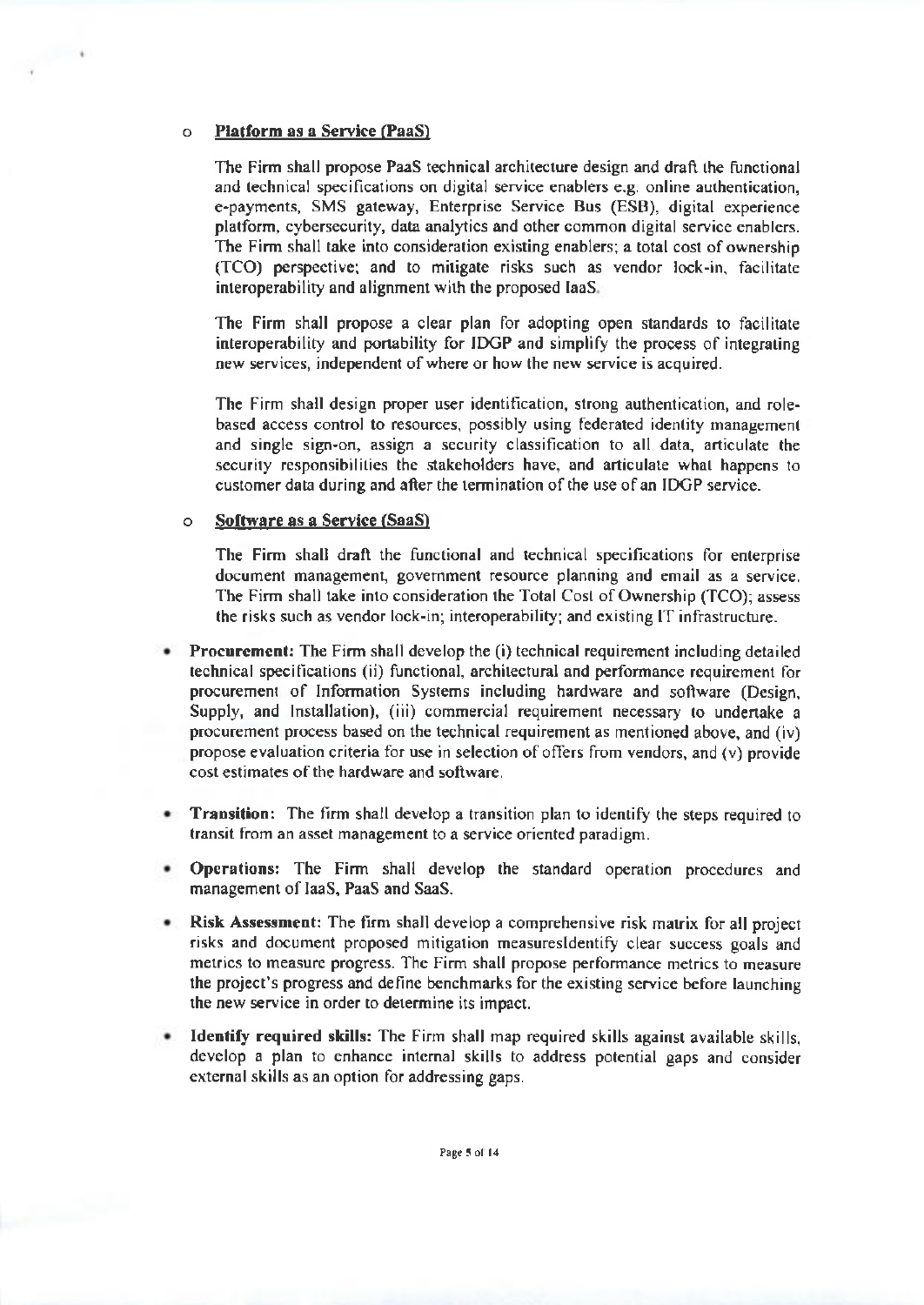- **Platform as a Service (PaaS)**

  The Firm shall propose PaaS technical architecture design and draft the functional and technical specifications on digital service enablers e.g. online authentication, e-payments, SMS gateway, Enterprise Service Bus (ESB), digital experience platform, cybersecurity, data analytics and other common digital service enablers. The Firm shall take into consideration existing enablers; a total cost of ownership (TCO) perspective; and to mitigate risks such as vendor lock-in, facilitate interoperability and alignment with the proposed IaaS.

  The Firm shall propose a clear plan for adopting open standards to facilitate interoperability and portability for IDGP and simplify the process of integrating new services, independent of where or how the new service is acquired.

  The Firm shall design proper user identification, strong authentication, and role-based access control to resources, possibly using federated identity management and single sign-on, assign a security classification to all data, articulate the security responsibilities the stakeholders have, and articulate what happens to customer data during and after the termination of the use of an IDGP service.

- **Software as a Service (SaaS)**

  The Firm shall draft the functional and technical specifications for enterprise document management, government resource planning and email as a service. The Firm shall take into consideration the Total Cost of Ownership (TCO); assess the risks such as vendor lock-in; interoperability; and existing IT infrastructure.

- **Procurement:** The Firm shall develop the (i) technical requirement including detailed technical specifications (ii) functional, architectural and performance requirement for procurement of Information Systems including hardware and software (Design, Supply, and Installation), (iii) commercial requirement necessary to undertake a procurement process based on the technical requirement as mentioned above, and (iv) propose evaluation criteria for use in selection of offers from vendors, and (v) provide cost estimates of the hardware and software.

- **Transition:** The firm shall develop a transition plan to identify the steps required to transit from an asset management to a service oriented paradigm.

- **Operations:** The Firm shall develop the standard operation procedures and management of IaaS, PaaS and SaaS.

- **Risk Assessment:** The firm shall develop a comprehensive risk matrix for all project risks and document proposed mitigation measuresIdentify clear success goals and metrics to measure progress. The Firm shall propose performance metrics to measure the project's progress and define benchmarks for the existing service before launching the new service in order to determine its impact.

- **Identify required skills:** The Firm shall map required skills against available skills, develop a plan to enhance internal skills to address potential gaps and consider external skills as an option for addressing gaps.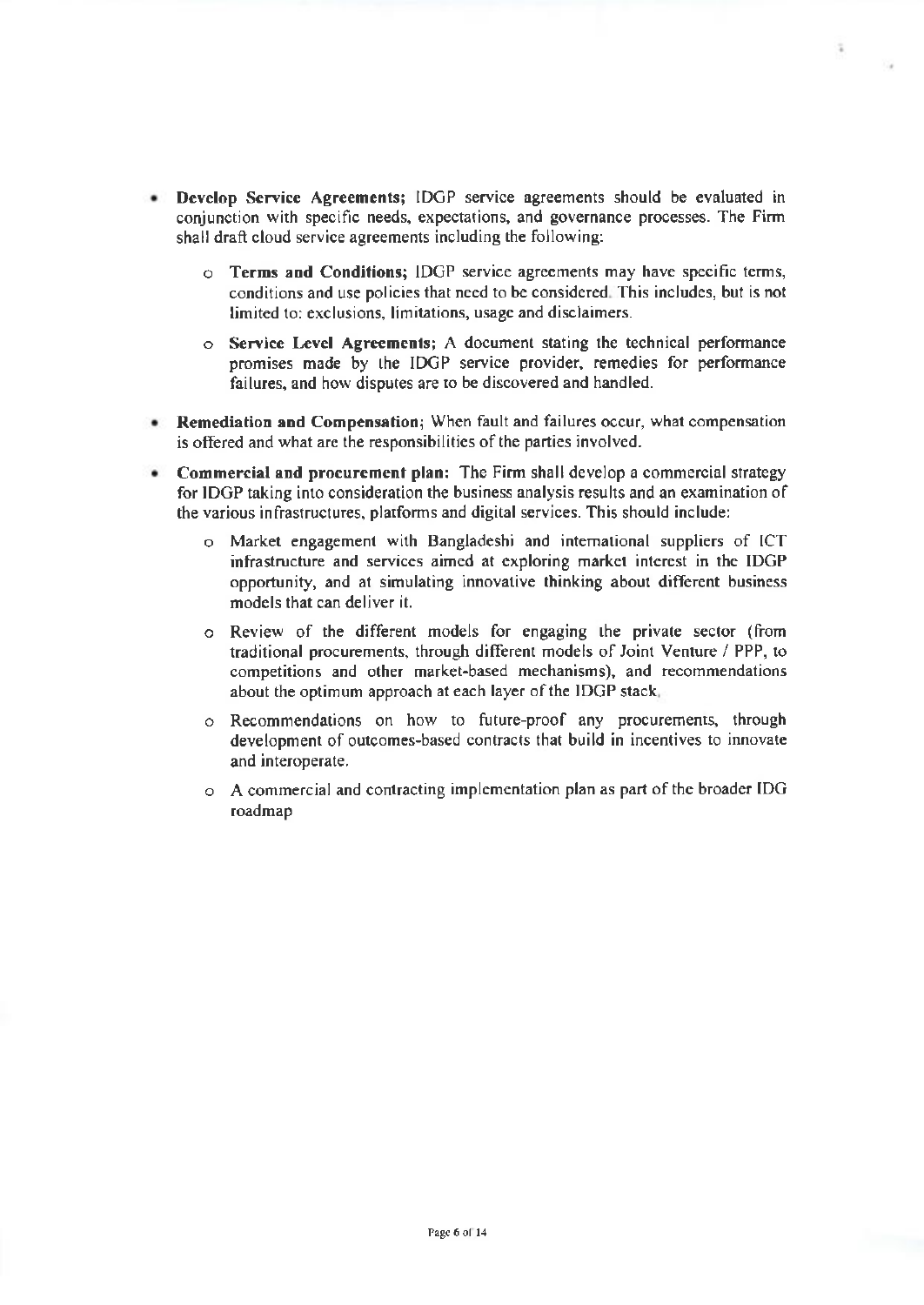- **Develop Service Agreements;** IDGP service agreements should be evaluated in conjunction with specific needs, expectations, and governance processes. The Firm shall draft cloud service agreements including the following:
    - **Terms and Conditions;** IDGP service agreements may have specific terms, conditions and use policies that need to be considered. This includes, but is not limited to: exclusions, limitations, usage and disclaimers.
    - **Service Level Agreements;** A document stating the technical performance promises made by the IDGP service provider, remedies for performance failures, and how disputes are to be discovered and handled.
- **Remediation and Compensation;** When fault and failures occur, what compensation is offered and what are the responsibilities of the parties involved.
- **Commercial and procurement plan:** The Firm shall develop a commercial strategy for IDGP taking into consideration the business analysis results and an examination of the various infrastructures, platforms and digital services. This should include:
    - Market engagement with Bangladeshi and international suppliers of ICT infrastructure and services aimed at exploring market interest in the IDGP opportunity, and at simulating innovative thinking about different business models that can deliver it.
    - Review of the different models for engaging the private sector (from traditional procurements, through different models of Joint Venture / PPP, to competitions and other market-based mechanisms), and recommendations about the optimum approach at each layer of the IDGP stack.
    - Recommendations on how to future-proof any procurements, through development of outcomes-based contracts that build in incentives to innovate and interoperate.
    - A commercial and contracting implementation plan as part of the broader IDG roadmap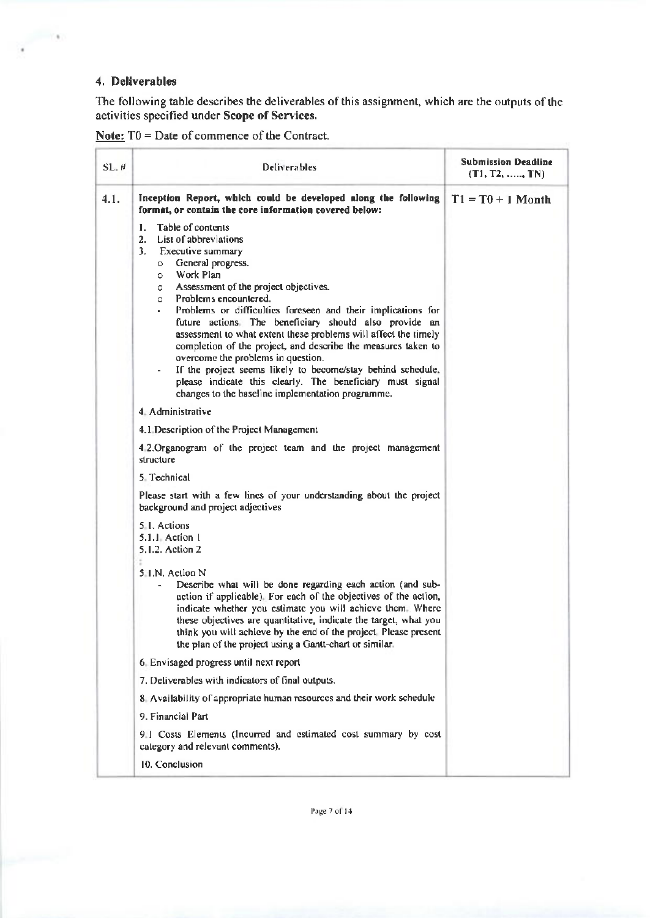## 4. Deliverables

The following table describes the deliverables of this assignment, which are the outputs of the activities specified under **Scope of Services.**

**Note:** T0 = Date of commence of the Contract.

| SL. # | Deliverables | Submission Deadline (T1, T2, ....., TN) |
|---|---|---|
| 4.1. | **Inception Report, which could be developed along the following format, or contain the core information covered below:**<br><br>1. Table of contents<br>2. List of abbreviations<br>3. Executive summary<br>&nbsp;&nbsp;o General progress.<br>&nbsp;&nbsp;o Work Plan<br>&nbsp;&nbsp;o Assessment of the project objectives.<br>&nbsp;&nbsp;o Problems encountered.<br>&nbsp;&nbsp;▪ Problems or difficulties foreseen and their implications for future actions. The beneficiary should also provide an assessment to what extent these problems will affect the timely completion of the project, and describe the measures taken to overcome the problems in question.<br>&nbsp;&nbsp;- If the project seems likely to become/stay behind schedule, please indicate this clearly. The beneficiary must signal changes to the baseline implementation programme.<br><br>4. Administrative<br><br>4.1 Description of the Project Management<br><br>4.2. Organogram of the project team and the project management structure<br><br>5. Technical<br><br>Please start with a few lines of your understanding about the project background and project adjectives<br><br>5.1. Actions<br>5.1.1. Action 1<br>5.1.2. Action 2<br>⋮<br>5.1.N. Action N<br>&nbsp;&nbsp;- Describe what will be done regarding each action (and sub-action if applicable). For each of the objectives of the action, indicate whether you estimate you will achieve them. Where these objectives are quantitative, indicate the target, what you think you will achieve by the end of the project. Please present the plan of the project using a Gantt-chart or similar.<br><br>6. Envisaged progress until next report<br><br>7. Deliverables with indicators of final outputs.<br><br>8. Availability of appropriate human resources and their work schedule<br><br>9. Financial Part<br><br>9.1 Costs Elements (Incurred and estimated cost summary by cost category and relevant comments).<br><br>10. Conclusion | T1 = T0 + 1 Month |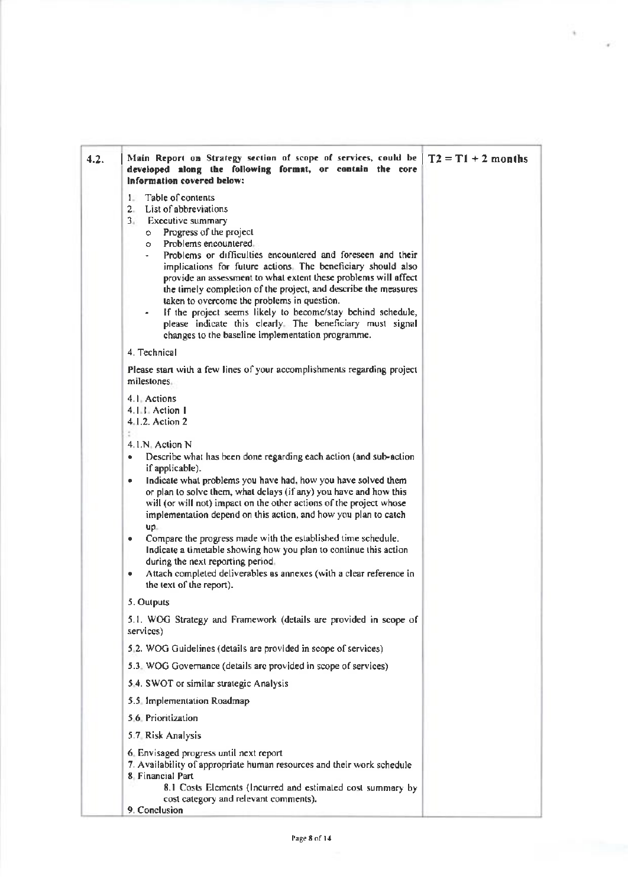| | | |
|---|---|---|
| 4.2. | **Main Report on Strategy section of scope of services, could be developed along the following format, or contain the core information covered below:**<br><br>1. Table of contents<br>2. List of abbreviations<br>3. Executive summary<br>   o Progress of the project<br>   o Problems encountered.<br>   - Problems or difficulties encountered and foreseen and their implications for future actions. The beneficiary should also provide an assessment to what extent these problems will affect the timely completion of the project, and describe the measures taken to overcome the problems in question.<br>   - If the project seems likely to become/stay behind schedule, please indicate this clearly. The beneficiary must signal changes to the baseline implementation programme.<br><br>4. Technical<br><br>Please start with a few lines of your accomplishments regarding project milestones.<br><br>4.1. Actions<br>4.1.1. Action 1<br>4.1.2. Action 2<br>:<br>4.1.N. Action N<br>• Describe what has been done regarding each action (and sub-action if applicable).<br>• Indicate what problems you have had, how you have solved them or plan to solve them, what delays (if any) you have and how this will (or will not) impact on the other actions of the project whose implementation depend on this action, and how you plan to catch up.<br>• Compare the progress made with the established time schedule. Indicate a timetable showing how you plan to continue this action during the next reporting period.<br>• Attach completed deliverables as annexes (with a clear reference in the text of the report).<br><br>5. Outputs<br><br>5.1. WOG Strategy and Framework (details are provided in scope of services)<br><br>5.2. WOG Guidelines (details are provided in scope of services)<br><br>5.3. WOG Governance (details are provided in scope of services)<br><br>5.4. SWOT or similar strategic Analysis<br><br>5.5. Implementation Roadmap<br><br>5.6. Prioritization<br><br>5.7. Risk Analysis<br><br>6. Envisaged progress until next report<br>7. Availability of appropriate human resources and their work schedule<br>8. Financial Part<br>   8.1 Costs Elements (Incurred and estimated cost summary by cost category and relevant comments).<br>9. Conclusion | **T2 = T1 + 2 months** |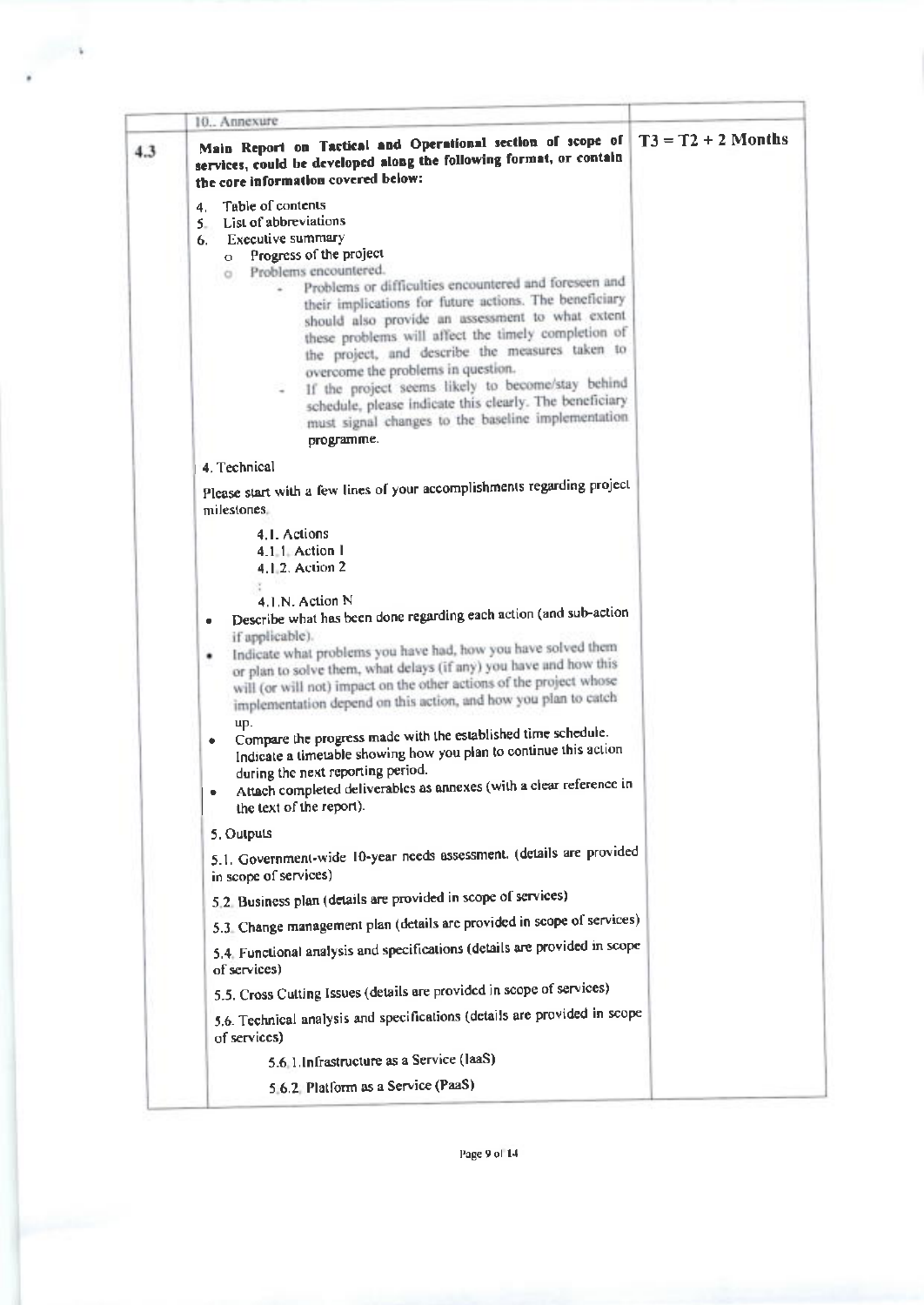|  | 10.. Annexure |  |
|---|---|---|
| 4.3 | **Main Report on Tactical and Operational section of scope of services, could be developed along the following format, or contain the core information covered below:**<br><br>4. Table of contents<br>5. List of abbreviations<br>6. Executive summary<br>o Progress of the project<br>o Problems encountered.<br>- Problems or difficulties encountered and foreseen and their implications for future actions. The beneficiary should also provide an assessment to what extent these problems will affect the timely completion of the project, and describe the measures taken to overcome the problems in question.<br>- If the project seems likely to become/stay behind schedule, please indicate this clearly. The beneficiary must signal changes to the baseline implementation programme.<br><br>4. Technical<br><br>Please start with a few lines of your accomplishments regarding project milestones.<br><br>4.1. Actions<br>4.1.1. Action 1<br>4.1.2. Action 2<br>:<br>4.1.N. Action N<br><br>• Describe what has been done regarding each action (and sub-action if applicable).<br>• Indicate what problems you have had, how you have solved them or plan to solve them, what delays (if any) you have and how this will (or will not) impact on the other actions of the project whose implementation depend on this action, and how you plan to catch up.<br>• Compare the progress made with the established time schedule. Indicate a timetable showing how you plan to continue this action during the next reporting period.<br>• Attach completed deliverables as annexes (with a clear reference in the text of the report).<br><br>5. Outputs<br><br>5.1. Government-wide 10-year needs assessment. (details are provided in scope of services)<br><br>5.2. Business plan (details are provided in scope of services)<br><br>5.3. Change management plan (details are provided in scope of services)<br><br>5.4. Functional analysis and specifications (details are provided in scope of services)<br><br>5.5. Cross Cutting Issues (details are provided in scope of services)<br><br>5.6. Technical analysis and specifications (details are provided in scope of services)<br><br>5.6.1. Infrastructure as a Service (IaaS)<br><br>5.6.2. Platform as a Service (PaaS) | **T3 = T2 + 2 Months** |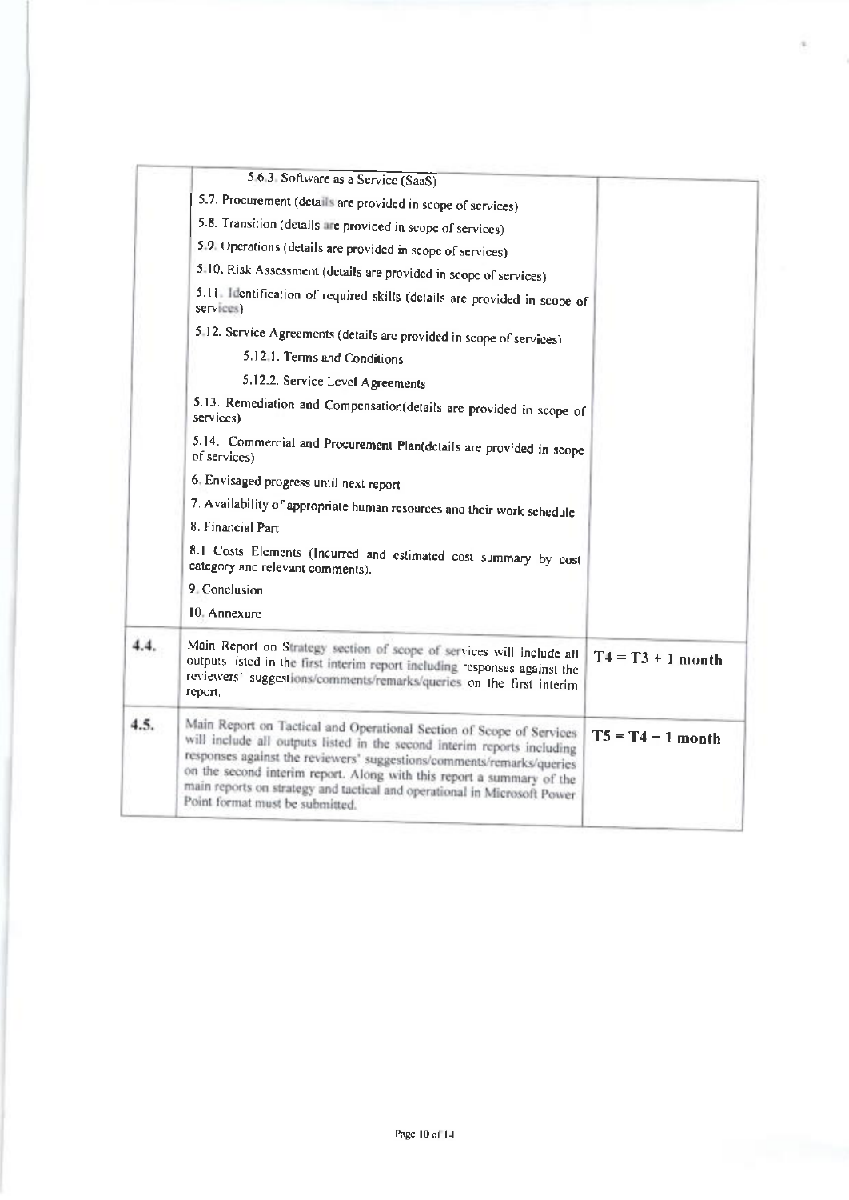| | | |
|---|---|---|
| | 5.6.3. Software as a Service (SaaS)<br>5.7. Procurement (details are provided in scope of services)<br>5.8. Transition (details are provided in scope of services)<br>5.9. Operations (details are provided in scope of services)<br>5.10. Risk Assessment (details are provided in scope of services)<br>5.11. Identification of required skills (details are provided in scope of services)<br>5.12. Service Agreements (details are provided in scope of services)<br>5.12.1. Terms and Conditions<br>5.12.2. Service Level Agreements<br>5.13. Remediation and Compensation(details are provided in scope of services)<br>5.14. Commercial and Procurement Plan(details are provided in scope of services)<br>6. Envisaged progress until next report<br>7. Availability of appropriate human resources and their work schedule<br>8. Financial Part<br>8.1 Costs Elements (Incurred and estimated cost summary by cost category and relevant comments).<br>9. Conclusion<br>10. Annexure | |
| 4.4. | Main Report on Strategy section of scope of services will include all outputs listed in the first interim report including responses against the reviewers' suggestions/comments/remarks/queries on the first interim report. | **T4 = T3 + 1 month** |
| 4.5. | Main Report on Tactical and Operational Section of Scope of Services will include all outputs listed in the second interim reports including responses against the reviewers' suggestions/comments/remarks/queries on the second interim report. Along with this report a summary of the main reports on strategy and tactical and operational in Microsoft Power Point format must be submitted. | **T5 = T4 + 1 month** |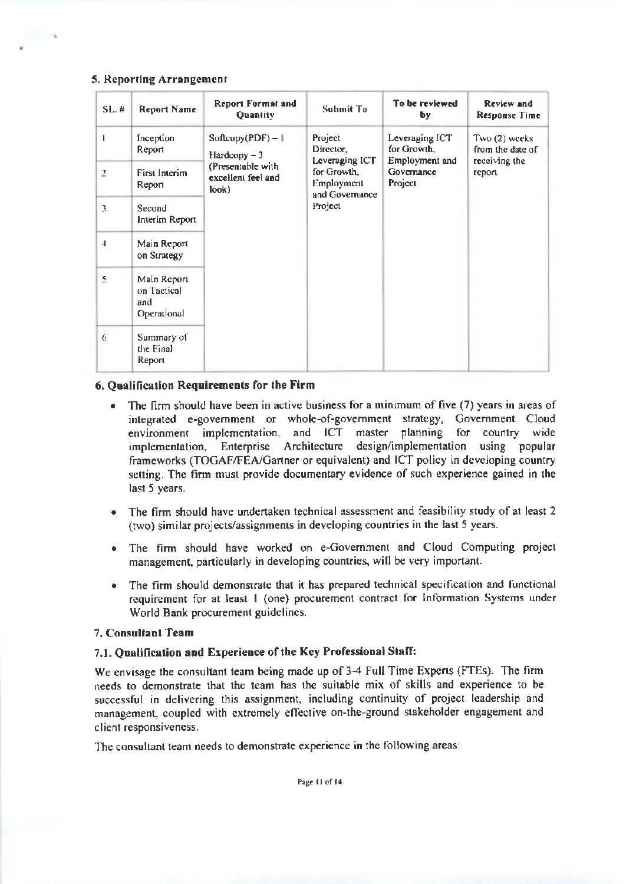## 5. Reporting Arrangement

| SL. # | Report Name | Report Format and Quantity | Submit To | To be reviewed by | Review and Response Time |
|---|---|---|---|---|---|
| 1 | Inception Report | Softcopy(PDF) – 1<br>Hardcopy – 3<br>(Presentable with excellent feel and look) | Project Director, Leveraging ICT for Growth, Employment and Governance Project | Leveraging ICT for Growth, Employment and Governance Project | Two (2) weeks from the date of receiving the report |
| 2 | First Interim Report | | | | |
| 3 | Second Interim Report | | | | |
| 4 | Main Report on Strategy | | | | |
| 5 | Main Report on Tactical and Operational | | | | |
| 6 | Summary of the Final Report | | | | |

## 6. Qualification Requirements for the Firm

- The firm should have been in active business for a minimum of five (7) years in areas of integrated e-government or whole-of-government strategy, Government Cloud environment implementation, and ICT master planning for country wide implementation, Enterprise Architecture design/implementation using popular frameworks (TOGAF/FEA/Gartner or equivalent) and ICT policy in developing country setting. The firm must provide documentary evidence of such experience gained in the last 5 years.
- The firm should have undertaken technical assessment and feasibility study of at least 2 (two) similar projects/assignments in developing countries in the last 5 years.
- The firm should have worked on e-Government and Cloud Computing project management, particularly in developing countries, will be very important.
- The firm should demonstrate that it has prepared technical specification and functional requirement for at least 1 (one) procurement contract for Information Systems under World Bank procurement guidelines.

## 7. Consultant Team

### 7.1. Qualification and Experience of the Key Professional Staff:

We envisage the consultant team being made up of 3-4 Full Time Experts (FTEs). The firm needs to demonstrate that the team has the suitable mix of skills and experience to be successful in delivering this assignment, including continuity of project leadership and management, coupled with extremely effective on-the-ground stakeholder engagement and client responsiveness.

The consultant team needs to demonstrate experience in the following areas: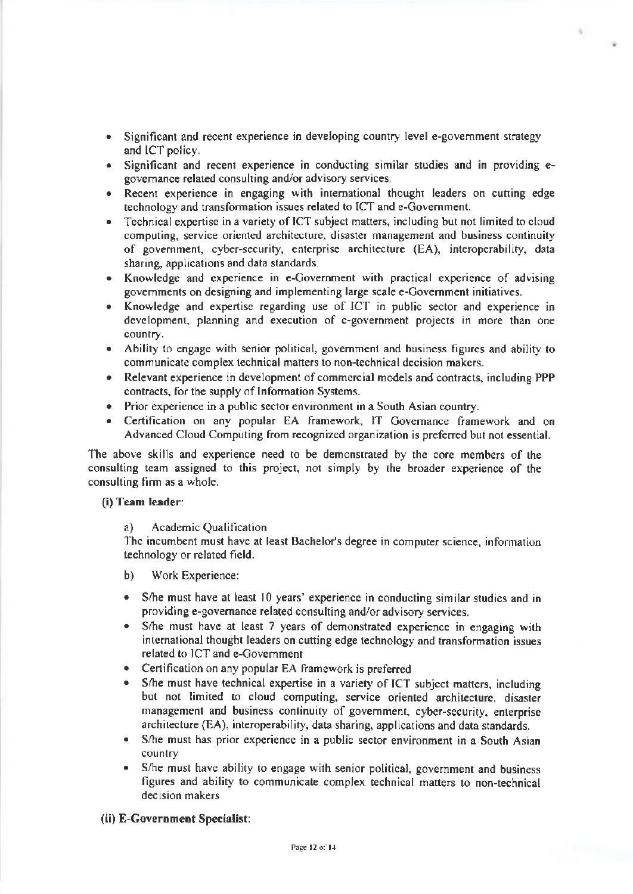- Significant and recent experience in developing country level e-government strategy and ICT policy.
- Significant and recent experience in conducting similar studies and in providing e-governance related consulting and/or advisory services.
- Recent experience in engaging with international thought leaders on cutting edge technology and transformation issues related to ICT and e-Government.
- Technical expertise in a variety of ICT subject matters, including but not limited to cloud computing, service oriented architecture, disaster management and business continuity of government, cyber-security, enterprise architecture (EA), interoperability, data sharing, applications and data standards.
- Knowledge and experience in e-Government with practical experience of advising governments on designing and implementing large scale e-Government initiatives.
- Knowledge and expertise regarding use of ICT in public sector and experience in development, planning and execution of e-government projects in more than one country.
- Ability to engage with senior political, government and business figures and ability to communicate complex technical matters to non-technical decision makers.
- Relevant experience in development of commercial models and contracts, including PPP contracts, for the supply of Information Systems.
- Prior experience in a public sector environment in a South Asian country.
- Certification on any popular EA framework, IT Governance framework and on Advanced Cloud Computing from recognized organization is preferred but not essential.

The above skills and experience need to be demonstrated by the core members of the consulting team assigned to this project, not simply by the broader experience of the consulting firm as a whole.

**(i) Team leader**:

a) Academic Qualification

The incumbent must have at least Bachelor's degree in computer science, information technology or related field.

b) Work Experience:

- S/he must have at least 10 years' experience in conducting similar studies and in providing e-governance related consulting and/or advisory services.
- S/he must have at least 7 years of demonstrated experience in engaging with international thought leaders on cutting edge technology and transformation issues related to ICT and e-Government
- Certification on any popular EA framework is preferred
- S/he must have technical expertise in a variety of ICT subject matters, including but not limited to cloud computing, service oriented architecture, disaster management and business continuity of government, cyber-security, enterprise architecture (EA), interoperability, data sharing, applications and data standards.
- S/he must has prior experience in a public sector environment in a South Asian country
- S/he must have ability to engage with senior political, government and business figures and ability to communicate complex technical matters to non-technical decision makers

**(ii) E-Government Specialist**: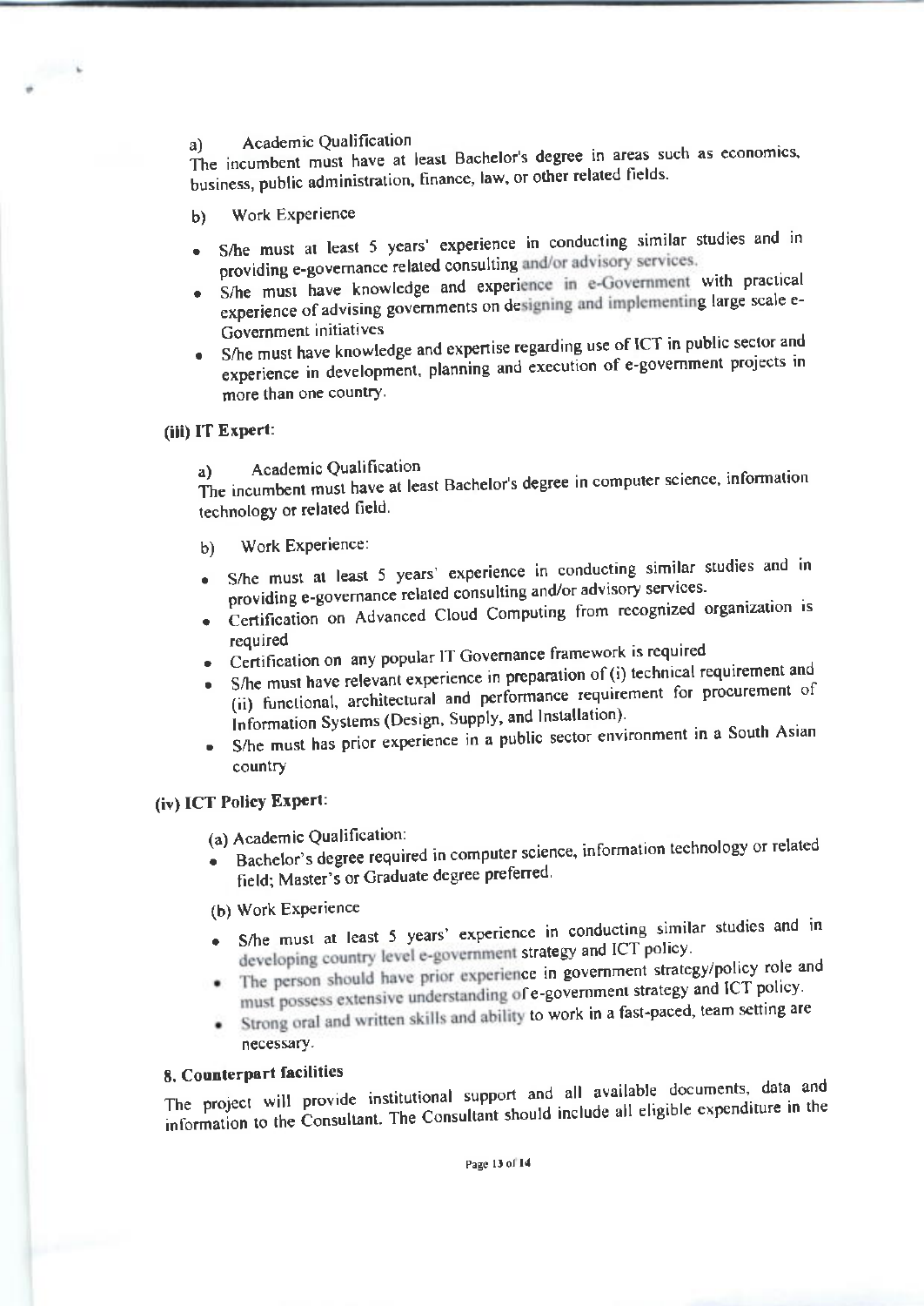a) Academic Qualification

The incumbent must have at least Bachelor's degree in areas such as economics, business, public administration, finance, law, or other related fields.

b) Work Experience

- S/he must at least 5 years' experience in conducting similar studies and in providing e-governance related consulting and/or advisory services.
- S/he must have knowledge and experience in e-Government with practical experience of advising governments on designing and implementing large scale e-Government initiatives
- S/he must have knowledge and expertise regarding use of ICT in public sector and experience in development, planning and execution of e-government projects in more than one country.

**(iii) IT Expert:**

a) Academic Qualification

The incumbent must have at least Bachelor's degree in computer science, information technology or related field.

b) Work Experience:

- S/he must at least 5 years' experience in conducting similar studies and in providing e-governance related consulting and/or advisory services.
- Certification on Advanced Cloud Computing from recognized organization is required
- Certification on any popular IT Governance framework is required
- S/he must have relevant experience in preparation of (i) technical requirement and (ii) functional, architectural and performance requirement for procurement of Information Systems (Design, Supply, and Installation).
- S/he must has prior experience in a public sector environment in a South Asian country

**(iv) ICT Policy Expert:**

(a) Academic Qualification:

- Bachelor's degree required in computer science, information technology or related field; Master's or Graduate degree preferred.

(b) Work Experience

- S/he must at least 5 years' experience in conducting similar studies and in developing country level e-government strategy and ICT policy.
- The person should have prior experience in government strategy/policy role and must possess extensive understanding of e-government strategy and ICT policy.
- Strong oral and written skills and ability to work in a fast-paced, team setting are necessary.

**8. Counterpart facilities**

The project will provide institutional support and all available documents, data and information to the Consultant. The Consultant should include all eligible expenditure in the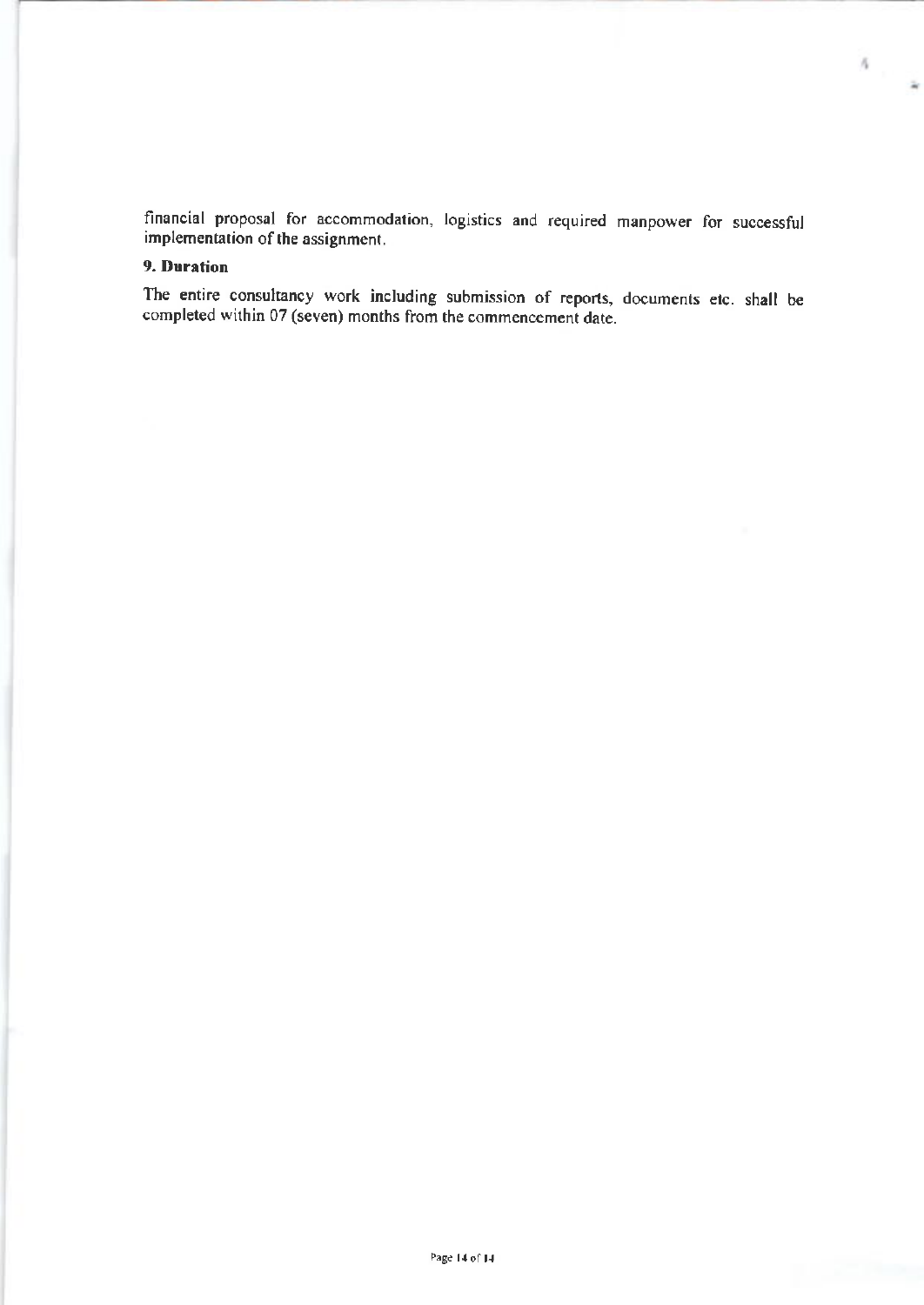financial proposal for accommodation, logistics and required manpower for successful implementation of the assignment.

**9. Duration**

The entire consultancy work including submission of reports, documents etc. shall be completed within 07 (seven) months from the commencement date.